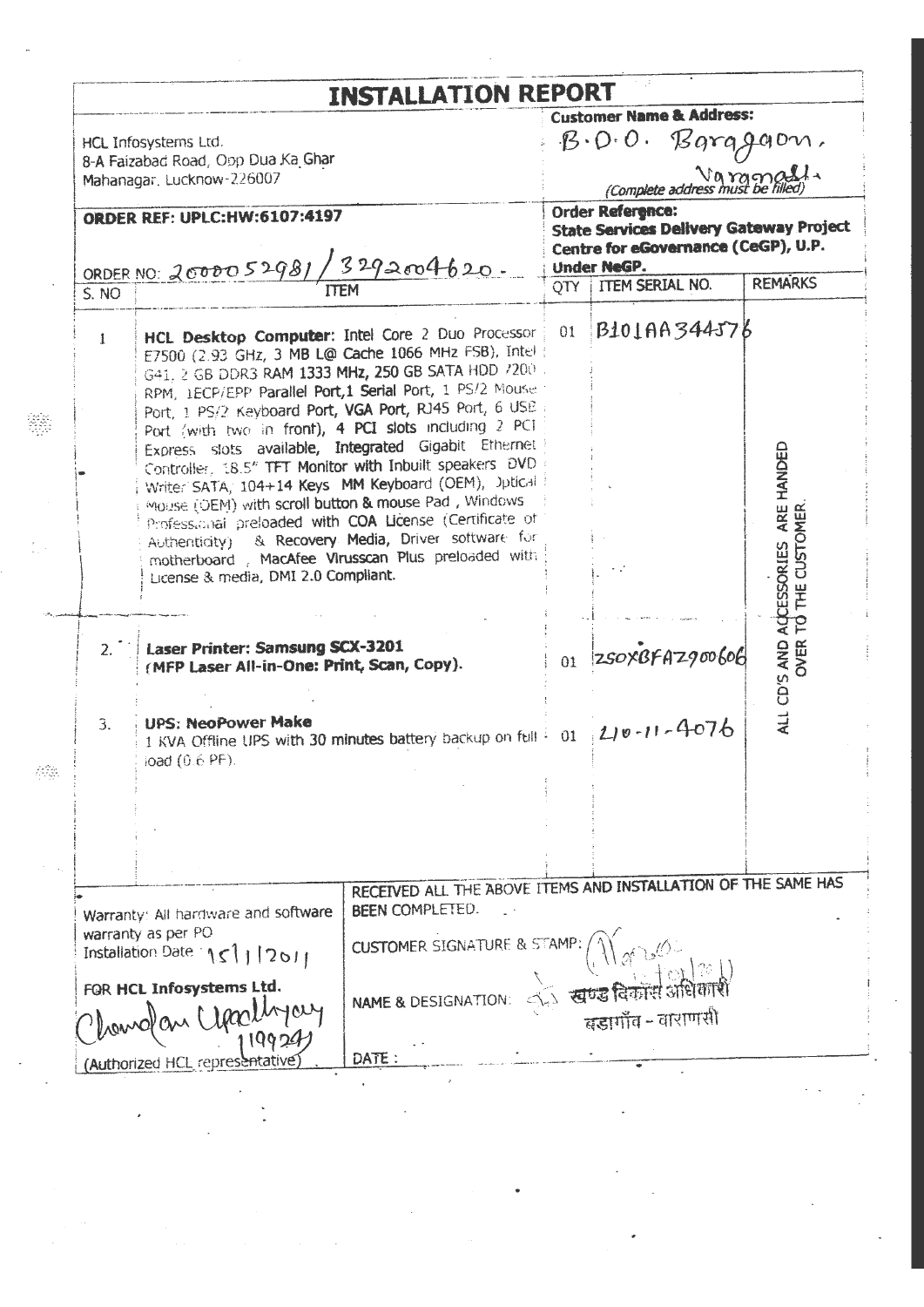# INSTALLATION REPORT

| | |
|---|---|
| HCL Infosystems Ltd.<br>8-A Faizabad Road, Opp Dua Ka Ghar<br>Mahanagar, Lucknow-226007 | **Customer Name & Address:**<br>B.O.O. Baragaon,<br>Varanasi.<br>*(Complete address must be filled)* |
| **ORDER REF: UPLC:HW:6107:4197**<br><br>ORDER NO: 2000052981 / 3292004620. | **Order Reference:**<br>**State Services Delivery Gateway Project Centre for eGovernance (CeGP), U.P. Under NeGP.** |

| S. NO | ITEM | QTY | ITEM SERIAL NO. | REMARKS |
|---|---|---|---|---|
| 1 | **HCL Desktop Computer:** Intel Core 2 Duo Processor E7500 (2.93 GHz, 3 MB L@ Cache 1066 MHz FSB), Intel G41, 2 GB DDR3 RAM 1333 MHz, 250 GB SATA HDD 7200 RPM, 1ECP/EPP Parallel Port, 1 Serial Port, 1 PS/2 Mouse Port, 1 PS/2 Keyboard Port, VGA Port, RJ45 Port, 6 USB Port (with two in front), 4 PCI slots including 2 PCI Express slots available, Integrated Gigabit Ethernet Controller, 18.5" TFT Monitor with Inbuilt speakers DVD Writer SATA, 104+14 Keys MM Keyboard (OEM), Optical Mouse (OEM) with scroll button & mouse Pad, Windows Professional preloaded with COA License (Certificate of Authenticity) & Recovery Media, Driver software for motherboard, MacAfee Virusscan Plus preloaded with License & media, DMI 2.0 Compliant. | 01 | B101AA344576 | ALL CD'S AND ACCESSORIES ARE HANDED OVER TO THE CUSTOMER. |
| 2. | **Laser Printer: Samsung SCX-3201 (MFP Laser All-in-One: Print, Scan, Copy).** | 01 | Z50XBFAZ900606 | |
| 3. | **UPS: NeoPower Make**<br>1 KVA Offline UPS with 30 minutes battery backup on full load (0.6 PF). | 01 | 210-11-4076 | |

| | |
|---|---|
| Warranty: All hardware and software warranty as per PO<br>Installation Date: 15/1/2011 | RECEIVED ALL THE ABOVE ITEMS AND INSTALLATION OF THE SAME HAS BEEN COMPLETED. |
| | CUSTOMER SIGNATURE & STAMP: (signature) 15/01/2011 |
| FOR HCL Infosystems Ltd.<br>Chandan Upadhyay<br>199247<br>(Authorized HCL representative) | NAME & DESIGNATION: खण्ड विकास अधिकारी<br>बड़ागाँव - वाराणसी |
| | DATE : |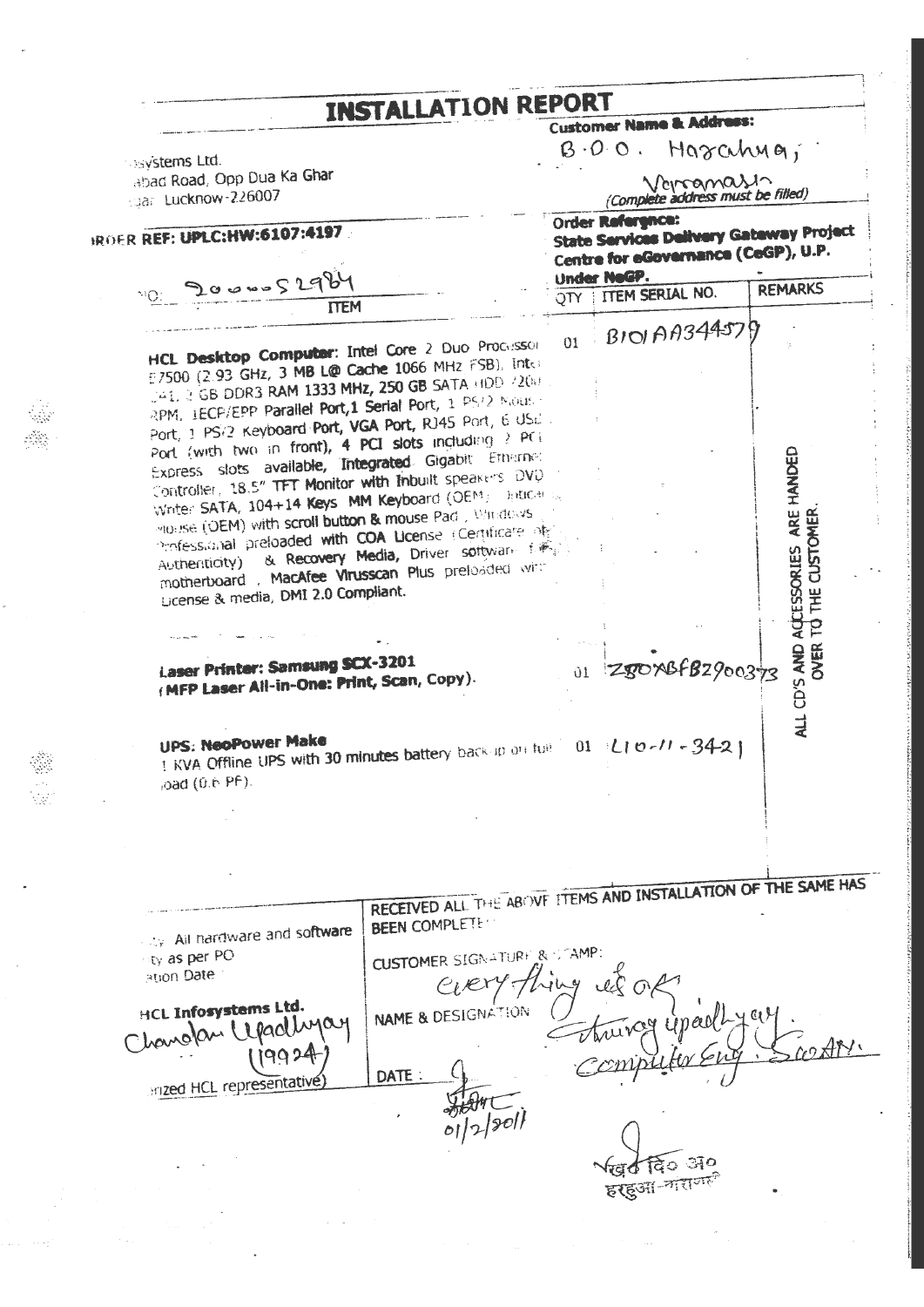# INSTALLATION REPORT

...systems Ltd.
...abad Road, Opp Dua Ka Ghar
...gar Lucknow-226007

**Customer Name & Address:**
B.O.O. Harahua,
Varanasi
*(Complete address must be filled)*

**ORDER REF: UPLC:HW:6107:4197**

**Order Reference:**
**State Services Delivery Gateway Project Centre for eGovernance (CeGP), U.P. Under NeGP.**

...NO: 2000052984

| ITEM | QTY | ITEM SERIAL NO. | REMARKS |
|---|---|---|---|
| **HCL Desktop Computer**: Intel Core 2 Duo Processor E7500 (2.93 GHz, 3 MB L@ Cache 1066 MHz FSB), Intel G41, 2 GB DDR3 RAM 1333 MHz, 250 GB SATA HDD 7200 RPM, 1ECP/EPP Parallel Port, 1 Serial Port, 1 PS/2 Mouse Port, 1 PS/2 Keyboard Port, VGA Port, RJ45 Port, 6 USB Port (with two in front), 4 PCI slots including 2 PCI Express slots available, **Integrated** Gigabit Ethernet Controller, 18.5" TFT Monitor with Inbuilt speakers DVD Writer SATA, 104+14 Keys MM Keyboard (OEM), Optical Mouse (OEM) with scroll button & mouse Pad, Windows Professional preloaded with COA License (Certificate of Authenticity) & Recovery Media, Driver software for motherboard, MacAfee Virusscan Plus preloaded with License & media, DMI 2.0 Compliant. | 01 | B101AA344579 | ALL CD'S AND ACCESSORIES ARE HANDED OVER TO THE CUSTOMER. |
| **Laser Printer: Samsung SCX-3201** (**MFP Laser All-in-One: Print, Scan, Copy**). | 01 | Z8OXBFB2900373 | |
| **UPS: NeoPower Make** 1 KVA Offline UPS with 30 minutes battery back up on full load (0.6 PF). | 01 | L10-11-3421 | |

...ty: All hardware and software
...ty as per PO
...ation Date

**HCL Infosystems Ltd.**
Chandan Upadhyay
(19924)
...rized HCL representative)

RECEIVED ALL THE ABOVE ITEMS AND INSTALLATION OF THE SAME HAS BEEN COMPLETED

CUSTOMER SIGNATURE & STAMP: every thing is ok

NAME & DESIGNATION: Anurag Upadhyay, Computer Eng. SeoAN.

DATE: 01/2/2011

खंड वि० अ०
हरहुआ-वाराणसी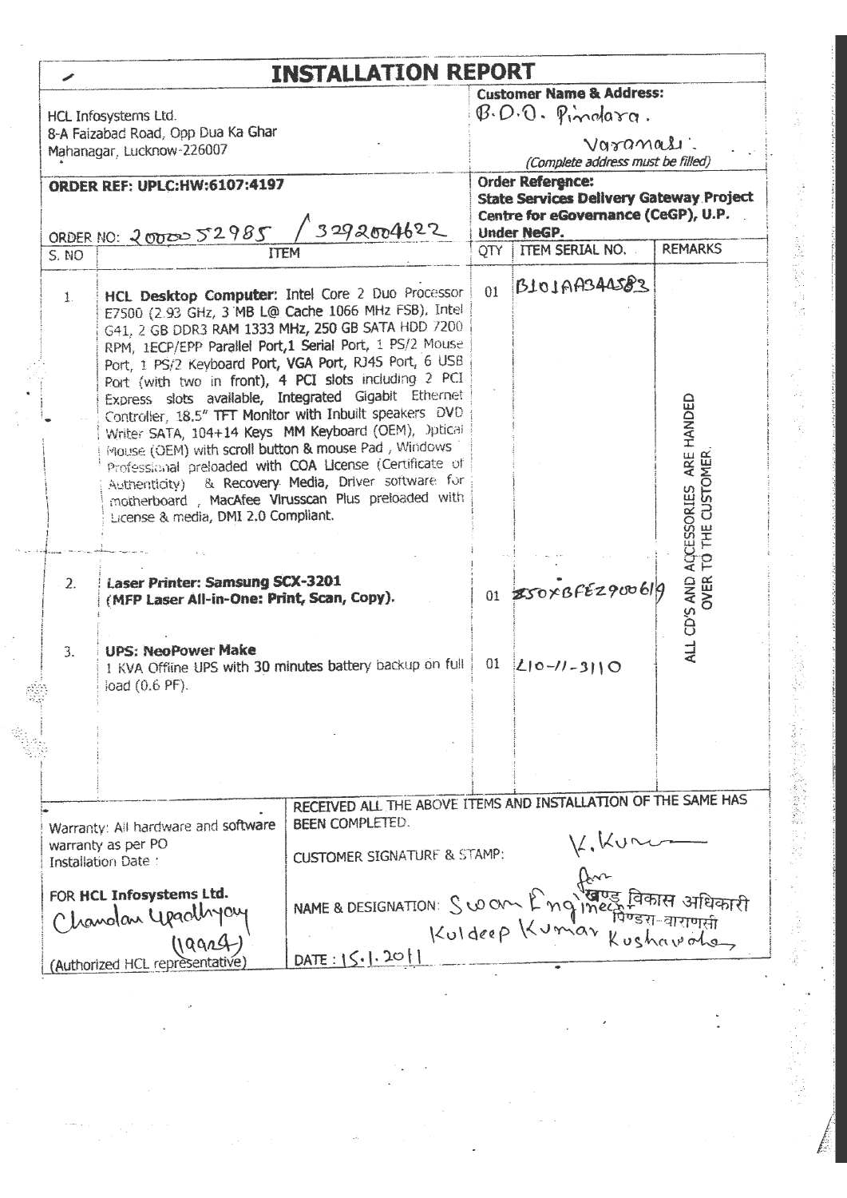# INSTALLATION REPORT

HCL Infosystems Ltd.
8-A Faizabad Road, Opp Dua Ka Ghar
Mahanagar, Lucknow-226007

**Customer Name & Address:**
B.D.O. Pindara.
Varanasi.
*(Complete address must be filled)*

**ORDER REF: UPLC:HW:6107:4197**

ORDER NO: 200052985 / 3292004622

**Order Reference:**
**State Services Delivery Gateway Project Centre for eGovernance (CeGP), U.P. Under NeGP.**

| S. NO | ITEM | QTY | ITEM SERIAL NO. | REMARKS |
|---|---|---|---|---|
| 1. | **HCL Desktop Computer:** Intel Core 2 Duo Processor E7500 (2.93 GHz, 3 MB L@ Cache 1066 MHz FSB), Intel G41, 2 GB DDR3 RAM 1333 MHz, 250 GB SATA HDD 7200 RPM, 1ECP/EPP Parallel Port, 1 Serial Port, 1 PS/2 Mouse Port, 1 PS/2 Keyboard Port, VGA Port, RJ45 Port, 6 USB Port (with two in front), 4 PCI slots including 2 PCI Express slots available, Integrated Gigabit Ethernet Controller, 18.5" TFT Monitor with Inbuilt speakers DVD Writer SATA, 104+14 Keys MM Keyboard (OEM), Optical Mouse (OEM) with scroll button & mouse Pad, Windows Professional preloaded with COA License (Certificate of Authenticity) & Recovery Media, Driver software for motherboard, MacAfee Virusscan Plus preloaded with License & media, DMI 2.0 Compliant. | 01 | B101AA344583 | ALL CD'S AND ACCESSORIES ARE HANDED OVER TO THE CUSTOMER. |
| 2. | **Laser Printer: Samsung SCX-3201** **(MFP Laser All-in-One: Print, Scan, Copy).** | 01 | Z50XBFEZ900619 | |
| 3. | **UPS: NeoPower Make** 1 KVA Offline UPS with 30 minutes battery backup on full load (0.6 PF). | 01 | L10-11-3110 | |

Warranty: All hardware and software warranty as per PO
Installation Date :

RECEIVED ALL THE ABOVE ITEMS AND INSTALLATION OF THE SAME HAS BEEN COMPLETED.

CUSTOMER SIGNATURE & STAMP: K. Kumar

FOR **HCL Infosystems Ltd.**
Chandan Upadhyay
(19924)
(Authorized HCL representative)

NAME & DESIGNATION: Swan Engineer for Kuldeep Kumar Kushavaha
खण्ड विकास अधिकारी
पिण्डरा-वाराणसी

DATE : 15.1.2011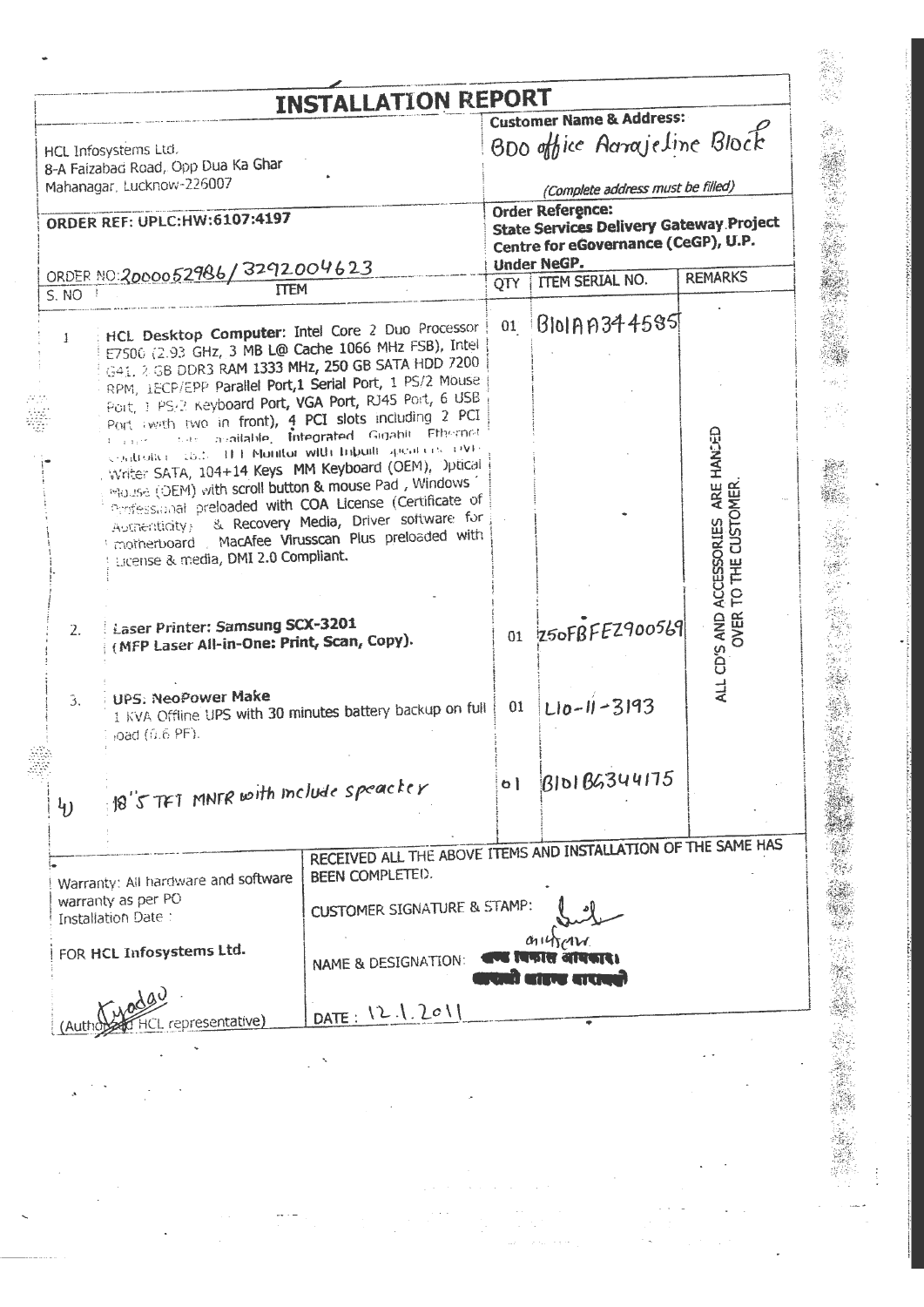# INSTALLATION REPORT

| | |
|---|---|
| HCL Infosystems Ltd.<br>8-A Faizabad Road, Opp Dua Ka Ghar<br>Mahanagar, Lucknow-226007 | **Customer Name & Address:**<br>BDO office Aarajeline Block<br>*(Complete address must be filled)* |
| **ORDER REF: UPLC:HW:6107:4197** | **Order Reference:**<br>**State Services Delivery Gateway Project Centre for eGovernance (CeGP), U.P. Under NeGP.** |
| ORDER NO: 2000052986/3292004623 | |

| S. NO | ITEM | QTY | ITEM SERIAL NO. | REMARKS |
|---|---|---|---|---|
| 1 | **HCL Desktop Computer:** Intel Core 2 Duo Processor E7500 (2.93 GHz, 3 MB L@ Cache 1066 MHz FSB), Intel G41, 2 GB DDR3 RAM 1333 MHz, 250 GB SATA HDD 7200 RPM, 1ECP/EPP Parallel Port,1 Serial Port, 1 PS/2 Mouse Port, 1 PS/2 Keyboard Port, VGA Port, RJ45 Port, 6 USB Port (with two in front), 4 PCI slots including 2 PCI ... available, Integrated Gigabit Ethernet Controller, 18.5" TFT Monitor with Inbuilt speakers, DVD Writer SATA, 104+14 Keys MM Keyboard (OEM), Optical Mouse (OEM) with scroll button & mouse Pad , Windows Professional preloaded with COA License (Certificate of Authenticity) & Recovery Media, Driver software for motherboard , MacAfee Virusscan Plus preloaded with License & media, DMI 2.0 Compliant. | 01 | B101AA344585 | ALL CD'S AND ACCESSORIES ARE HANDED OVER TO THE CUSTOMER. |
| 2. | **Laser Printer: Samsung SCX-3201**<br>**(MFP Laser All-in-One: Print, Scan, Copy).** | 01 | Z50FBFEZ900569 | |
| 3. | **UPS: NeoPower Make**<br>1 KVA Offline UPS with 30 minutes battery backup on full load (0.6 PF). | 01 | L10-11-3193 | |
| 4) | 18"5 TFT MNTR with include speacker | 01 | B101BG344175 | |

| | |
|---|---|
| Warranty: All hardware and software warranty as per PO<br>Installation Date : | RECEIVED ALL THE ABOVE ITEMS AND INSTALLATION OF THE SAME HAS BEEN COMPLETED. |
| | CUSTOMER SIGNATURE & STAMP: |
| FOR HCL Infosystems Ltd. | NAME & DESIGNATION: खण्ड विकास अधिकारी आराजी लाइन वाराणसी |
| (Authorized HCL representative) | DATE : 12.1.2011 |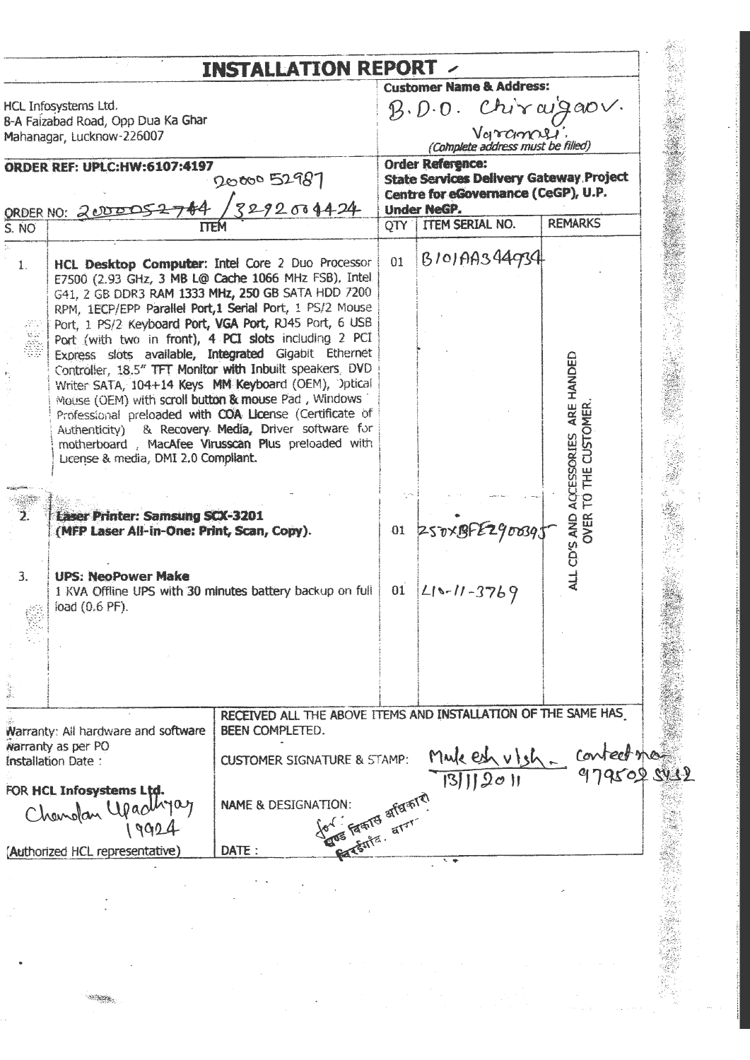# INSTALLATION REPORT

HCL Infosystems Ltd.
B-A Faizabad Road, Opp Dua Ka Ghar
Mahanagar, Lucknow-226007

**Customer Name & Address:**
B.D.O. Chiraigaov.
Varanasi.
*(Complete address must be filled)*

**ORDER REF: UPLC:HW:6107:4197**
2000052987

ORDER NO: 2000052744 / 3292004424

**Order Reference:**
**State Services Delivery Gateway Project**
**Centre for eGovernance (CeGP), U.P.**
**Under NeGP.**

| S. NO | ITEM | QTY | ITEM SERIAL NO. | REMARKS |
|---|---|---|---|---|
| 1. | **HCL Desktop Computer:** Intel Core 2 Duo Processor E7500 (2.93 GHz, 3 MB L@ Cache 1066 MHz FSB), Intel G41, 2 GB DDR3 RAM 1333 MHz, 250 GB SATA HDD 7200 RPM, 1ECP/EPP Parallel Port, 1 Serial Port, 1 PS/2 Mouse Port, 1 PS/2 Keyboard Port, VGA Port, RJ45 Port, 6 USB Port (with two in front), 4 PCI slots including 2 PCI Express slots available, Integrated Gigabit Ethernet Controller, 18.5" TFT Monitor with Inbuilt speakers, DVD Writer SATA, 104+14 Keys MM Keyboard (OEM), Optical Mouse (OEM) with scroll button & mouse Pad, Windows Professional preloaded with COA License (Certificate of Authenticity) & Recovery Media, Driver software for motherboard, MacAfee Virusscan Plus preloaded with License & media, DMI 2.0 Compliant. | 01 | B101AA344934 | ALL CD'S AND ACCESSORIES ARE HANDED OVER TO THE CUSTOMER. |
| 2. | **Laser Printer: Samsung SCX-3201** **(MFP Laser All-in-One: Print, Scan, Copy).** | 01 | Z5Z0XBFEZ900395 | |
| 3. | **UPS: NeoPower Make** 1 KVA Offline UPS with 30 minutes battery backup on full load (0.6 PF). | 01 | L10-11-3769 | |

Warranty: All hardware and software warranty as per PO
Installation Date :

FOR HCL Infosystems Ltd.
Chandan Upadhyay
19924
(Authorized HCL representative)

RECEIVED ALL THE ABOVE ITEMS AND INSTALLATION OF THE SAME HAS BEEN COMPLETED.

CUSTOMER SIGNATURE & STAMP: Mukesh vish - contact no 9795029412
13/1/2011

NAME & DESIGNATION:
for: खण्ड विकास अधिकारी
चिरईगाँव, वारा०

DATE :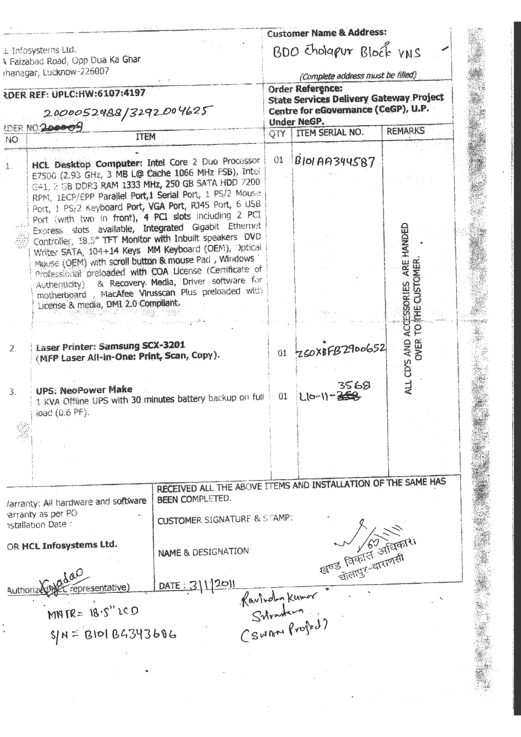L Infosystems Ltd.
A Faizabad Road, Opp Dua Ka Ghar
nanagar, Lucknow-226007

**Customer Name & Address:**
BDO Cholapur Block VNS

*(Complete address must be filled)*

**RDER REF: UPLC:HW:6107:4197**

2000052488/3292004625

RDER NO 200009

**Order Reference:**
**State Services Delivery Gateway Project Centre for eGovernance (CeGP), U.P. Under NeGP.**

| NO | ITEM | QTY | ITEM SERIAL NO. | REMARKS |
|---|---|---|---|---|
| 1. | **HCL Desktop Computer:** Intel Core 2 Duo Processor E7500 (2.93 GHz, 3 MB L@ Cache 1066 MHz FSB), Intel G41, 2 GB DDR3 RAM 1333 MHz, 250 GB SATA HDD 7200 RPM, 1ECP/EPP Parallel Port, 1 Serial Port, 1 PS/2 Mouse Port, 1 PS/2 Keyboard Port, VGA Port, RJ45 Port, 6 USB Port (with two in front), 4 PCI slots including 2 PCI Express slots available, Integrated Gigabit Ethernet Controller, 18.5" TFT Monitor with Inbuilt speakers DVD Writer SATA, 104+14 Keys MM Keyboard (OEM), Optical Mouse (OEM) with scroll button & mouse Pad , Windows Professional preloaded with COA License (Certificate of Authenticity) & Recovery Media, Driver software for motherboard , MacAfee Viursscan Plus preloaded with License & media, DMI 2.0 Compliant. | 01 | B101AA344587 | ALL CD'S AND ACCESSORIES ARE HANDED OVER TO THE CUSTOMER. |
| 2. | **Laser Printer: Samsung SCX-3201** **(MFP Laser All-in-One: Print, Scan, Copy).** | 01 | Z60XBFB2900652 | |
| 3. | **UPS: NeoPower Make** 1 KVA Offline UPS with 30 minutes battery backup on full load (0.6 PF). | 01 | L10-11-~~358~~ 3568 | |

Warranty: All hardware and software warranty as per PO
Installation Date :

FOR **HCL Infosystems Ltd.**

Authorized (HCL representative)

RECEIVED ALL THE ABOVE ITEMS AND INSTALLATION OF THE SAME HAS BEEN COMPLETED.

CUSTOMER SIGNATURE & STAMP:

NAME & DESIGNATION:

खण्ड विकास अधिकारी
चोलापुर-वाराणसी

DATE : 3/1/2011

Ravindra Kumar Srivastava
(SWAN Project)

MNTR = 18.5" LCD
S/N = B101B4343686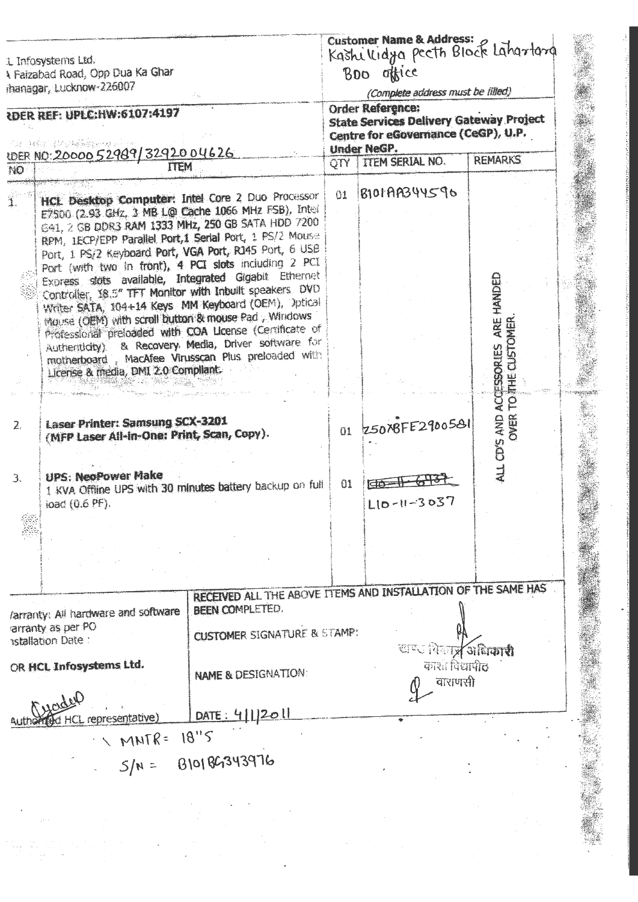| | |
|---|---|
| L Infosystems Ltd.<br>A Faizabad Road, Opp Dua Ka Ghar<br>hanagar, Lucknow-226007 | **Customer Name & Address:** Kashi Vidya peeth Block Lahartara BDO office<br>*(Complete address must be filled)* |
| **RDER REF: UPLC:HW:6107:4197** | **Order Reference:**<br>**State Services Delivery Gateway Project Centre for eGovernance (CeGP), U.P. Under NeGP.** |

RDER NO: 2000052989/3292004626

| NO | ITEM | QTY | ITEM SERIAL NO. | REMARKS |
|---|---|---|---|---|
| 1. | **HCL Desktop Computer:** Intel Core 2 Duo Processor E7500 (2.93 GHz, 3 MB L@ Cache 1066 MHz FSB), Intel G41, 2 GB DDR3 RAM 1333 MHz, 250 GB SATA HDD 7200 RPM, 1ECP/EPP Parallel Port, 1 Serial Port, 1 PS/2 Mouse Port, 1 PS/2 Keyboard Port, VGA Port, RJ45 Port, 6 USB Port (with two in front), 4 PCI slots including 2 PCI Express slots available, Integrated Gigabit Ethernet Controller, 18.5" TFT Monitor with Inbuilt speakers DVD Writer SATA, 104+14 Keys MM Keyboard (OEM), Optical Mouse (OEM) with scroll button & mouse Pad, Windows Professional preloaded with COA License (Certificate of Authenticity) & Recovery Media, Driver software for motherboard, MacAfee Virusscan Plus preloaded with License & media, DMI 2.0 Compliant. | 01 | B101AA344590 | ALL CD'S AND ACCESSORIES ARE HANDED OVER TO THE CUSTOMER. |
| 2. | **Laser Printer: Samsung SCX-3201** (MFP Laser All-in-One: Print, Scan, Copy). | 01 | Z50X8FE2900581 | |
| 3. | **UPS: NeoPower Make**<br>1 KVA Offline UPS with 30 minutes battery backup on full load (0.6 PF). | 01 | ~~L10-11-6937~~<br>L10-11-3037 | |

| | |
|---|---|
| Warranty: All hardware and software warranty as per PO<br>Installation Date : | RECEIVED ALL THE ABOVE ITEMS AND INSTALLATION OF THE SAME HAS BEEN COMPLETED. |
| | CUSTOMER SIGNATURE & STAMP: खण्ड विकास अधिकारी काशी विद्यापीठ वाराणसी |
| FOR HCL Infosystems Ltd. | NAME & DESIGNATION: |
| (Authorized HCL representative) | DATE : 4/1/2011 |

MNTR = 18"5

S/N = B101BG343976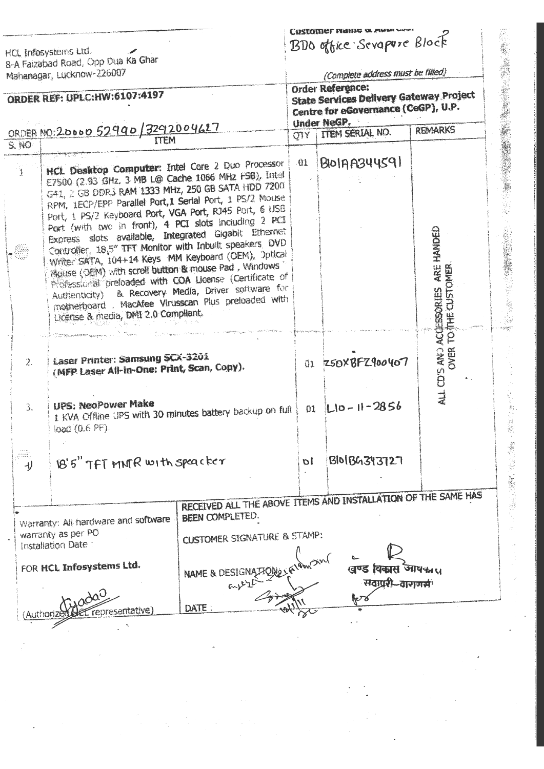HCL Infosystems Ltd.
8-A Faizabad Road, Opp Dua Ka Ghar
Mahanagar, Lucknow-226007

**Customer Name & Address:**
BDO office Sevapure Block

*(Complete address must be filled)*

**ORDER REF: UPLC:HW:6107:4197**

**Order Reference:**
**State Services Delivery Gateway Project Centre for eGovernance (CeGP), U.P. Under NeGP.**

ORDER NO: 20000 52990/3292004627

| S. NO | ITEM | QTY | ITEM SERIAL NO. | REMARKS |
|---|---|---|---|---|
| 1 | **HCL Desktop Computer:** Intel Core 2 Duo Processor E7500 (2.93 GHz, 3 MB L@ Cache 1066 MHz FSB), Intel G41, 2 GB DDR3 RAM 1333 MHz, 250 GB SATA HDD 7200 RPM, 1ECP/EPP Parallel Port, 1 Serial Port, 1 PS/2 Mouse Port, 1 PS/2 Keyboard Port, VGA Port, RJ45 Port, 6 USB Port (with two in front), 4 PCI slots including 2 PCI Express slots available, Integrated Gigabit Ethernet Controller, 18.5" TFT Monitor with Inbuilt speakers DVD Writer SATA, 104+14 Keys MM Keyboard (OEM), Optical Mouse (OEM) with scroll button & mouse Pad, Windows Professional preloaded with COA License (Certificate of Authenticity) & Recovery Media, Driver software for motherboard, MacAfee Virusscan Plus preloaded with License & media, DMI 2.0 Compliant. | 01 | B101AA344591 | ALL CD'S AND ACCESSORIES ARE HANDED OVER TO THE CUSTOMER. |
| 2. | **Laser Printer: Samsung SCX-3201** **(MFP Laser All-in-One: Print, Scan, Copy).** | 01 | Z5DXBFZ900407 | |
| 3. | **UPS: NeoPower Make** 1 KVA Offline UPS with 30 minutes battery backup on full load (0.6 PF). | 01 | L10-11-2856 | |
| 4) | 18'5" TFT MNTR with speacker | 01 | B101BG343727 | |

Warranty: All hardware and software warranty as per PO
Installation Date :

FOR **HCL Infosystems Ltd.**

(Authorized HCL representative)

RECEIVED ALL THE ABOVE ITEMS AND INSTALLATION OF THE SAME HAS BEEN COMPLETED.

CUSTOMER SIGNATURE & STAMP:

NAME & DESIGNATION:

खण्ड विकास अधिकारी
सेवापुरी–वाराणसी

DATE :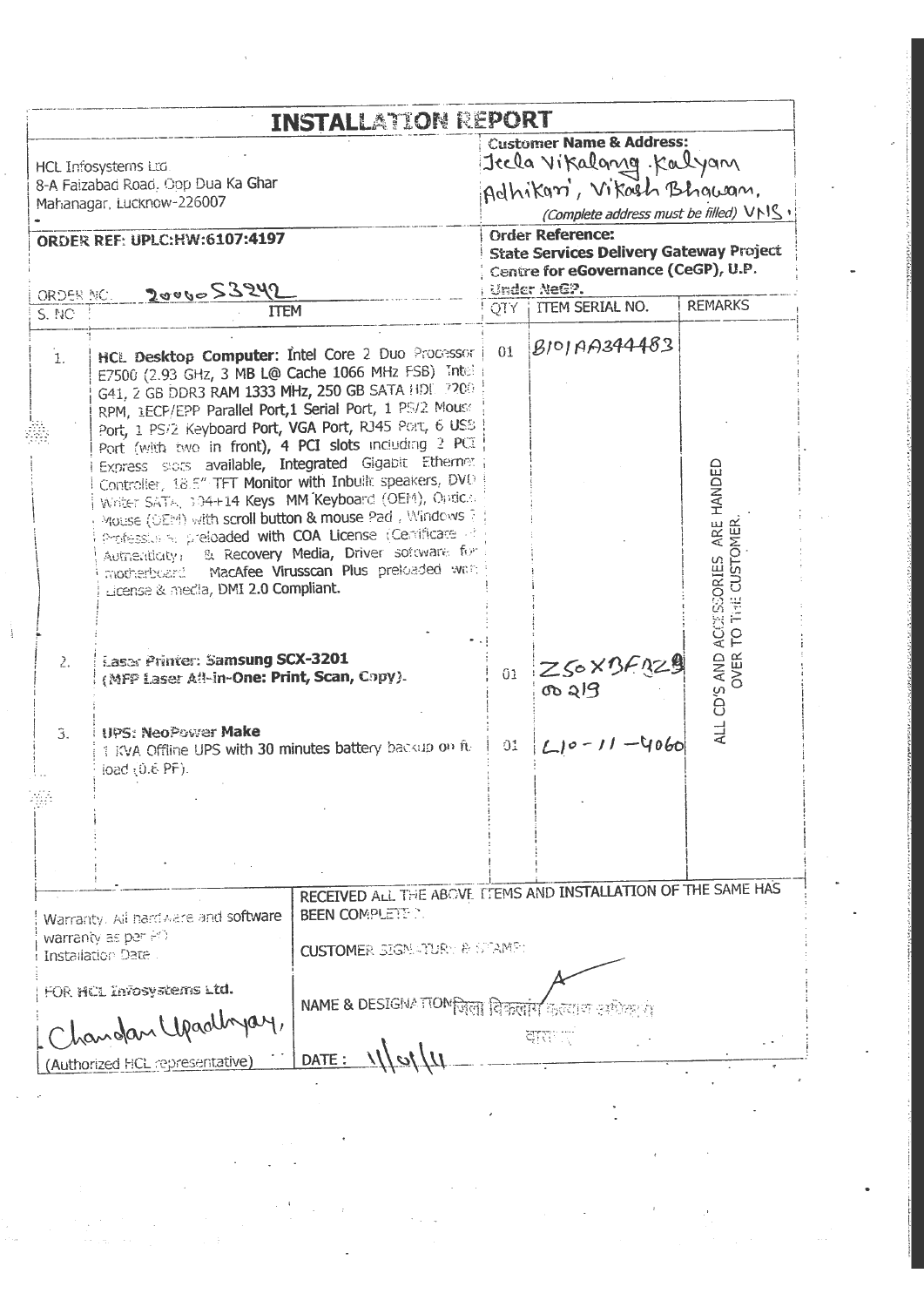# INSTALLATION REPORT

| | |
|---|---|
| HCL Infosystems Ltd<br>8-A Faizabad Road, Opp Dua Ka Ghar<br>Mahanagar, Lucknow-226007 | **Customer Name & Address:**<br>Jeela Vikalang Kalyan Adhikari, Vikash Bhawan, VNS.<br>*(Complete address must be filled)* |
| **ORDER REF: UPLC:HW:6107:4197**<br>ORDER NO. 20060S3242 | **Order Reference:**<br>**State Services Delivery Gateway Project Centre for eGovernance (CeGP), U.P. Under NeGP.** |

| S. NO | ITEM | QTY | ITEM SERIAL NO. | REMARKS |
|---|---|---|---|---|
| 1. | **HCL Desktop Computer**: Intel Core 2 Duo Processor E7500 (2.93 GHz, 3 MB L@ Cache 1066 MHz FSB) Intel G41, 2 GB DDR3 RAM 1333 MHz, 250 GB SATA HDD 7200 RPM, 1ECP/EPP Parallel Port, 1 Serial Port, 1 PS/2 Mouse Port, 1 PS/2 Keyboard Port, VGA Port, RJ45 Port, 6 USB Port (with two in front), 4 PCI slots including 2 PCI Express slots available, Integrated Gigabit Ethernet Controller, 18.5" TFT Monitor with Inbuilt speakers, DVD Writer SATA, 104+14 Keys MM Keyboard (OEM), Optical Mouse (OEM) with scroll button & mouse Pad, Windows 7 Professional preloaded with COA License (Certificate of Authenticity) & Recovery Media, Driver software for motherboard. MacAfee Virusscan Plus preloaded with License & media, DMI 2.0 Compliant. | 01 | B101AA344483 | ALL CD'S AND ACCESSORIES ARE HANDED OVER TO THE CUSTOMER. |
| 2. | **Laser Printer: Samsung SCX-3201**<br>**(MFP Laser All-in-One: Print, Scan, Copy).** | 01 | Z50XBFAZ9 00219 | |
| 3. | **UPS: NeoPower Make**<br>1 KVA Offline UPS with 30 minutes battery backup on full load (0.6 PF). | 01 | L10-11-4060 | |

| | |
|---|---|
| Warranty: All hardware and software warranty as per PO<br>Installation Date : | RECEIVED ALL THE ABOVE ITEMS AND INSTALLATION OF THE SAME HAS BEEN COMPLETED.<br><br>CUSTOMER SIGNATURE & STAMP: |
| FOR HCL Infosystems Ltd.<br>Chandan Upadhyay,<br>(Authorized HCL representative) | NAME & DESIGNATION: जिला विकलांग कल्याण अधिकारी वाराणसी<br><br>DATE : 11/01/11 |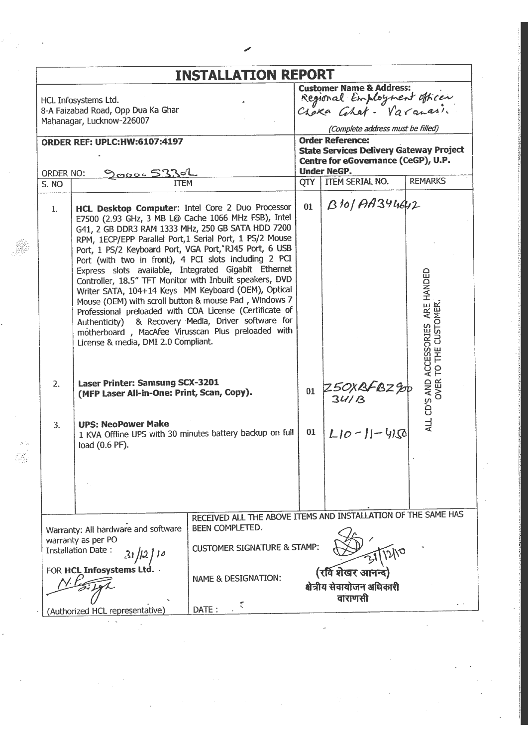# INSTALLATION REPORT

| HCL Infosystems Ltd.<br>8-A Faizabad Road, Opp Dua Ka Ghar<br>Mahanagar, Lucknow-226007 | **Customer Name & Address:**<br>Regional Employment Officer<br>Choka Ghat - Varanasi<br>*(Complete address must be filled)* |
|---|---|
| **ORDER REF: UPLC:HW:6107:4197**<br><br>ORDER NO: 20000 53302 | **Order Reference:**<br>**State Services Delivery Gateway Project Centre for eGovernance (CeGP), U.P. Under NeGP.** |

| S. NO | ITEM | QTY | ITEM SERIAL NO. | REMARKS |
|---|---|---|---|---|
| 1. | **HCL Desktop Computer**: Intel Core 2 Duo Processor E7500 (2.93 GHz, 3 MB L@ Cache 1066 MHz FSB), Intel G41, 2 GB DDR3 RAM 1333 MHz, 250 GB SATA HDD 7200 RPM, 1ECP/EPP Parallel Port,1 Serial Port, 1 PS/2 Mouse Port, 1 PS/2 Keyboard Port, VGA Port,'RJ45 Port, 6 USB Port (with two in front), 4 PCI slots including 2 PCI Express slots available, Integrated Gigabit Ethernet Controller, 18.5" TFT Monitor with Inbuilt speakers, DVD Writer SATA, 104+14 Keys MM Keyboard (OEM), Optical Mouse (OEM) with scroll button & mouse Pad , Windows 7 Professional preloaded with COA License (Certificate of Authenticity) & Recovery Media, Driver software for motherboard , MacAfee Virusscan Plus preloaded with License & media, DMI 2.0 Compliant. | 01 | B10/AA344642 | ALL CD'S AND ACCESSORIES ARE HANDED OVER TO THE CUSTOMER. |
| 2. | **Laser Printer: Samsung SCX-3201**<br>**(MFP Laser All-in-One: Print, Scan, Copy).** | 01 | Z50XBFBZ900 341B | |
| 3. | **UPS: NeoPower Make**<br>1 KVA Offline UPS with 30 minutes battery backup on full load (0.6 PF). | 01 | L10-11-4158 | |

| Warranty: All hardware and software warranty as per PO<br>Installation Date : 31/12/10<br><br>FOR **HCL Infosystems Ltd.**<br>N. P. Singh<br>(Authorized HCL representative) | RECEIVED ALL THE ABOVE ITEMS AND INSTALLATION OF THE SAME HAS BEEN COMPLETED.<br><br>CUSTOMER SIGNATURE & STAMP: [signature] 31/12/10<br><br>NAME & DESIGNATION: (रवि शेखर आनन्द)<br>क्षेत्रीय सेवायोजन अधिकारी<br>वाराणसी<br><br>DATE : |
|---|---|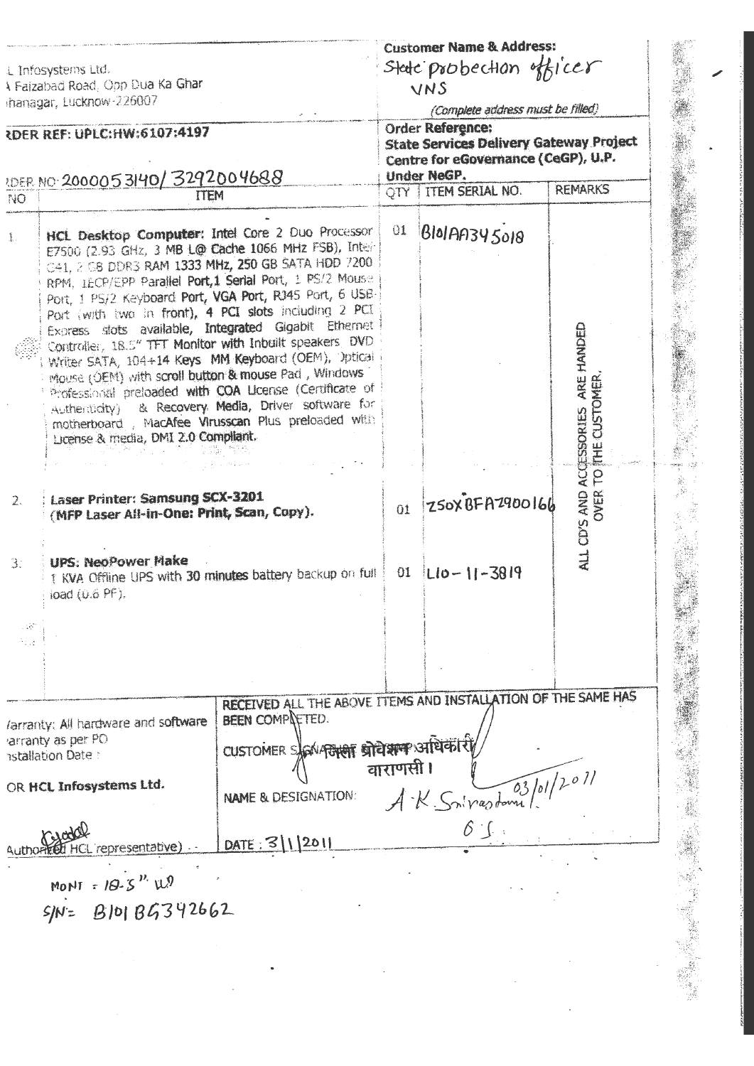| | |
|---|---|
| L Infosystems Ltd.<br>A Faizabad Road, Opp Dua Ka Ghar<br>hanagar, Lucknow-226007 | **Customer Name & Address:**<br>State probection officer<br>VNS<br>*(Complete address must be filled)* |
| **RDER REF: UPLC:HW:6107:4197** | **Order Reference:**<br>**State Services Delivery Gateway Project Centre for eGovernance (CeGP), U.P. Under NeGP.** |
| RDER NO: 2000053140/3292004688 | |

| NO | ITEM | QTY | ITEM SERIAL NO. | REMARKS |
|---|---|---|---|---|
| 1. | **HCL Desktop Computer:** Intel Core 2 Duo Processor E7500 (2.93 GHz, 3 MB L@ Cache 1066 MHz FSB), Intel G41, 2 GB DDR3 RAM 1333 MHz, 250 GB SATA HDD 7200 RPM, 1ECP/EPP Parallel Port, 1 Serial Port, 1 PS/2 Mouse Port, 1 PS/2 Keyboard Port, VGA Port, RJ45 Port, 6 USB Port (with two in front), 4 PCI slots including 2 PCI Express slots available, Integrated Gigabit Ethernet Controller, 18.5" TFT Monitor with Inbuilt speakers. DVD Writer SATA, 104+14 Keys MM Keyboard (OEM), Optical Mouse (OEM) with scroll button & mouse Pad, Windows Professional preloaded with COA License (Certificate of Authenticity) & Recovery Media, Driver software for motherboard, MacAfee Virusscan Plus preloaded with License & media, DMI 2.0 Compliant. | 01 | B101AA345018 | ALL CD'S AND ACCESSORIES ARE HANDED OVER TO THE CUSTOMER. |
| 2. | **Laser Printer: Samsung SCX-3201** **(MFP Laser All-in-One: Print, Scan, Copy).** | 01 | Z50XBFAZ900166 | |
| 3. | **UPS: NeoPower Make** 1 KVA Offline UPS with 30 minutes battery backup on full load (0.6 PF). | 01 | L10-11-3819 | |

| | |
|---|---|
| Warranty: All hardware and software warranty as per PO<br>Installation Date : | RECEIVED ALL THE ABOVE ITEMS AND INSTALLATION OF THE SAME HAS BEEN COMPLETED. |
| FOR **HCL Infosystems Ltd.** | CUSTOMER SIGNATURE: जिला प्रोबेशन अधिकारी वाराणसी। 03/01/2011 |
| | NAME & DESIGNATION: A.K. Srivastava |
| Authorized HCL representative) | DATE : 3/1/2011 |

MONT = 18.5" W
S/N= B101BG342662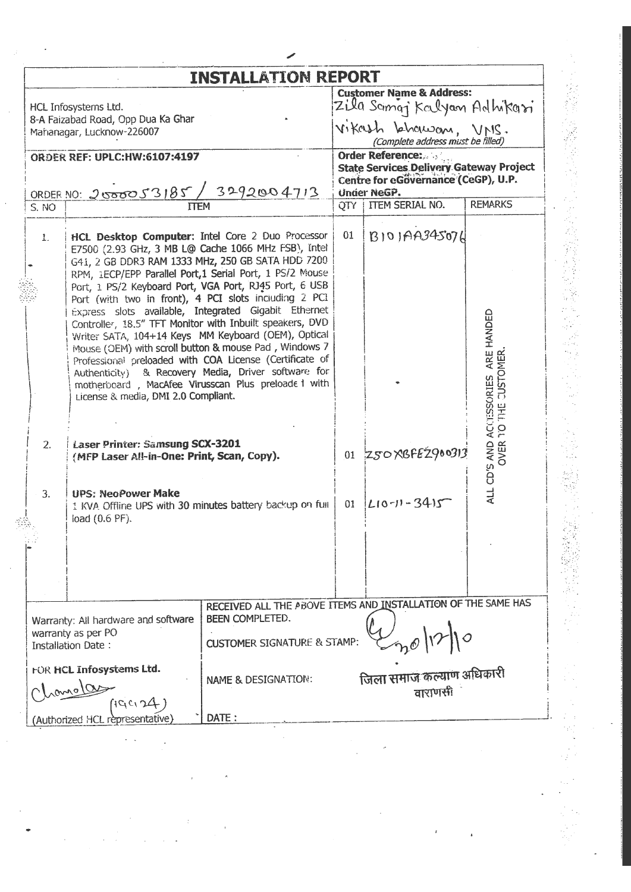# INSTALLATION REPORT

| | |
|---|---|
| HCL Infosystems Ltd.<br>8-A Faizabad Road, Opp Dua Ka Ghar<br>Mahanagar, Lucknow-226007 | **Customer Name & Address:**<br>Zila Samaj Kalyan Adhikari<br>Vikash bhawan, VNS.<br>*(Complete address must be filled)* |
| **ORDER REF: UPLC:HW:6107:4197**<br><br>ORDER NO: 2000053185 / 3292004713 | **Order Reference:**<br>**State Services Delivery Gateway Project Centre for eGovernance (CeGP), U.P. Under NeGP.** |

| S. NO | ITEM | QTY | ITEM SERIAL NO. | REMARKS |
|---|---|---|---|---|
| 1. | **HCL Desktop Computer:** Intel Core 2 Duo Processor E7500 (2.93 GHz, 3 MB L@ Cache 1066 MHz FSB), Intel G41, 2 GB DDR3 RAM 1333 MHz, 250 GB SATA HDD 7200 RPM, 1ECP/EPP Parallel Port,1 Serial Port, 1 PS/2 Mouse Port, 1 PS/2 Keyboard Port, VGA Port, RJ45 Port, 6 USB Port (with two in front), 4 PCI slots including 2 PCI Express slots available, Integrated Gigabit Ethernet Controller, 18.5" TFT Monitor with Inbuilt speakers, DVD Writer SATA, 104+14 Keys MM Keyboard (OEM), Optical Mouse (OEM) with scroll button & mouse Pad , Windows 7 Professional preloaded with COA License (Certificate of Authenticity) & Recovery Media, Driver software for motherboard , MacAfee Virusscan Plus preloaded with License & media, DMI 2.0 Compliant. | 01 | B101AA345076 | ALL CD'S AND ACCESSORIES ARE HANDED OVER TO THE CUSTOMER. |
| 2. | **Laser Printer: Samsung SCX-3201** **(MFP Laser All-in-One: Print, Scan, Copy).** | 01 | Z50XBFEZ900313 | |
| 3. | **UPS: NeoPower Make** 1 KVA Offline UPS with 30 minutes battery backup on full load (0.6 PF). | 01 | L10-11-3415 | |

| | |
|---|---|
| Warranty: All hardware and software warranty as per PO<br>Installation Date : | RECEIVED ALL THE ABOVE ITEMS AND INSTALLATION OF THE SAME HAS BEEN COMPLETED.<br><br>CUSTOMER SIGNATURE & STAMP: 30/12/10 |
| FOR **HCL Infosystems Ltd.**<br>Chamolar (19124)<br>(Authorized HCL representative) | NAME & DESIGNATION: जिला समाज कल्याण अधिकारी वाराणसी<br><br>DATE : |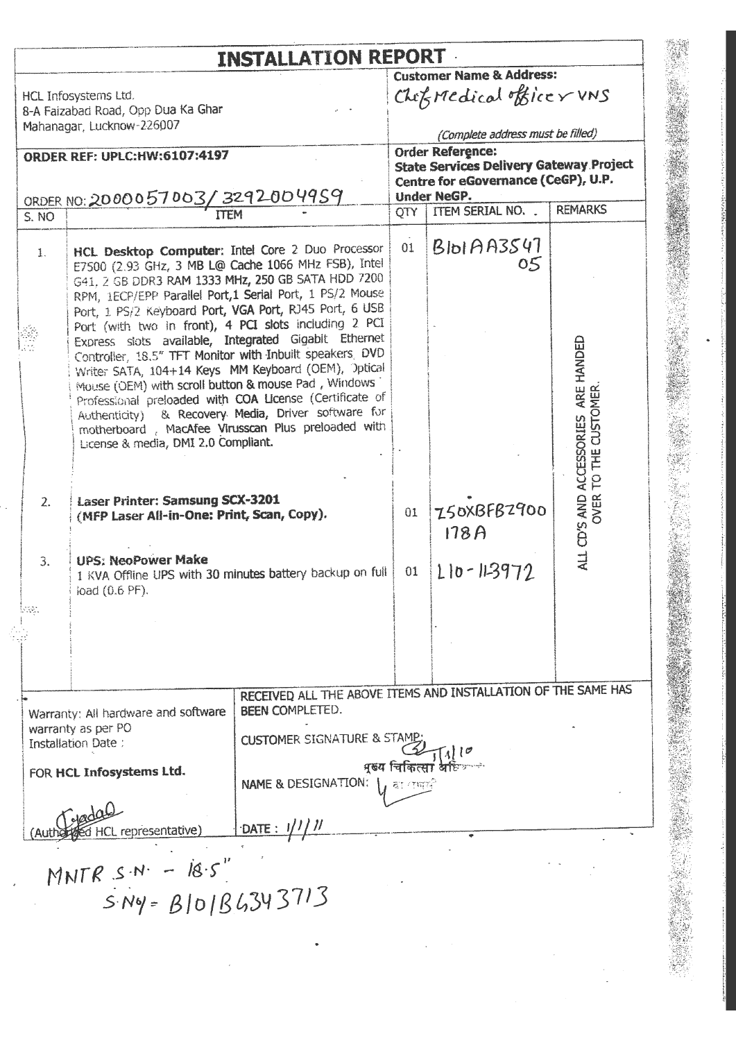# INSTALLATION REPORT

| | |
|---|---|
| HCL Infosystems Ltd.<br>8-A Faizabad Road, Opp Dua Ka Ghar<br>Mahanagar, Lucknow-226007 | **Customer Name & Address:**<br>Chief Medical officer VNS<br>*(Complete address must be filled)* |
| **ORDER REF: UPLC:HW:6107:4197**<br><br>ORDER NO: 2000057003/ 3292004959 | **Order Reference:**<br>**State Services Delivery Gateway Project Centre for eGovernance (CeGP), U.P. Under NeGP.** |

| S. NO | ITEM | QTY | ITEM SERIAL NO. | REMARKS |
|---|---|---|---|---|
| 1. | **HCL Desktop Computer:** Intel Core 2 Duo Processor E7500 (2.93 GHz, 3 MB L@ Cache 1066 MHz FSB), Intel G41, 2 GB DDR3 RAM 1333 MHz, 250 GB SATA HDD 7200 RPM, 1ECP/EPP Parallel Port, 1 Serial Port, 1 PS/2 Mouse Port, 1 PS/2 Keyboard Port, VGA Port, RJ45 Port, 6 USB Port (with two in front), 4 PCI slots including 2 PCI Express slots available, Integrated Gigabit Ethernet Controller, 18.5" TFT Monitor with Inbuilt speakers, DVD Writer SATA, 104+14 Keys MM Keyboard (OEM), Optical Mouse (OEM) with scroll button & mouse Pad, Windows Professional preloaded with COA License (Certificate of Authenticity) & Recovery Media, Driver software for motherboard, MacAfee Virusscan Plus preloaded with License & media, DMI 2.0 Compliant. | 01 | B101AA354705 | ALL CD'S AND ACCESSORIES ARE HANDED OVER TO THE CUSTOMER. |
| 2. | **Laser Printer: Samsung SCX-3201 (MFP Laser All-in-One: Print, Scan, Copy).** | 01 | Z50XBFBZ900178A | |
| 3. | **UPS: NeoPower Make**<br>1 KVA Offline UPS with 30 minutes battery backup on full load (0.6 PF). | 01 | L10-113972 | |

| | |
|---|---|
| Warranty: All hardware and software warranty as per PO<br>Installation Date :<br><br>FOR **HCL Infosystems Ltd.**<br><br>(Signature)<br>(Authorized HCL representative) | RECEIVED ALL THE ABOVE ITEMS AND INSTALLATION OF THE SAME HAS BEEN COMPLETED.<br><br>CUSTOMER SIGNATURE & STAMP: (Signature) 1/1/10<br>मुख्य चिकित्सा अधिकारी<br>NAME & DESIGNATION: वाराणसी<br><br>DATE : 1/1/11 |

MNTR S.N. - 18.5"
S.No = B101B6343713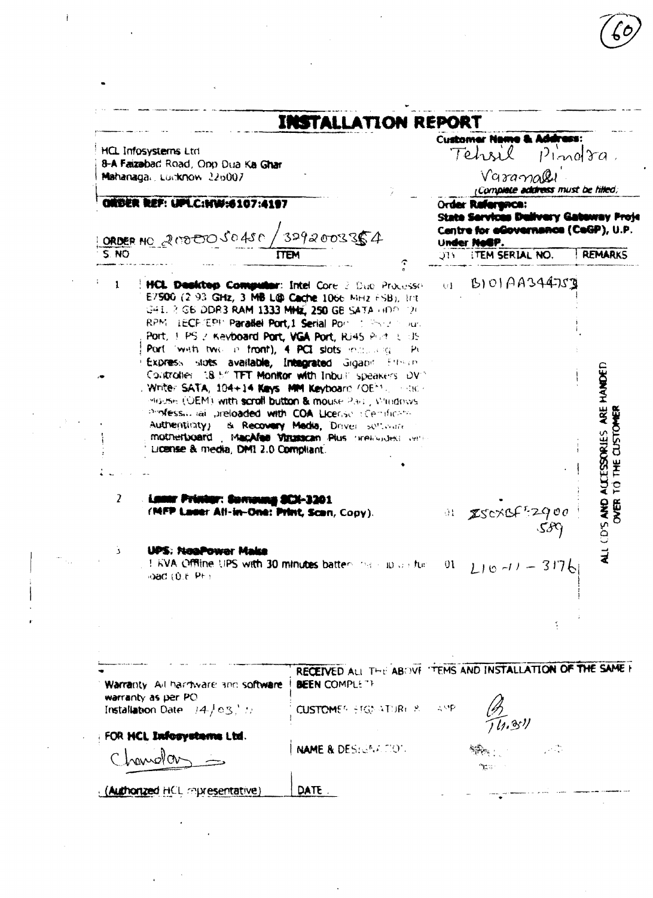# INSTALLATION REPORT

HCL Infosystems Ltd
8-A Faizabad Road, Opp Dua Ka Ghar
Mahanagar, Lucknow 226007

**Customer Name & Address:**
Tehsil Pindra
Varanasi
*(Complete address must be filled)*

**ORDER REF: UPLC:HW:6107:4197**

**Order Reference:**
**State Services Delivery Gateway Proje**
**Centre for eGovernance (CeGP), U.P.**
**Under NeGP.**

ORDER NO 20080050450 / 3292003854

| S. NO | ITEM | QTY | ITEM SERIAL NO. | REMARKS |
|---|---|---|---|---|
| 1 | **HCL Desktop Computer**: Intel Core 2 Duo Processor E7500 (2.93 GHz, 3 MB L2 Cache 1066 MHz FSB), Intel G41, 2 GB DDR3 RAM 1333 MHz, 250 GB SATA HDD (7200 RPM), IECP/EPP Parallel Port, 1 Serial Port, 2 PS/2 Mouse Port, 1 PS/2 Keyboard Port, VGA Port, RJ45 Port, USB Port (with two in front), 4 PCI slots including PCI Express slots available, Integrated Gigabit Ethernet Controller, 18.5" TFT Monitor with Inbuilt speakers, DVD Writer SATA, 104+14 Keys MM Keyboard (OEM), Optical Mouse (OEM) with scroll button & mouse Pad, Windows Professional preloaded with COA License (Certificate of Authenticity) & Recovery Media, Driver software for motherboard, MacAfee Viruscan Plus preloaded with License & media, DMI 2.0 Compliant. | 01 | B101AA344753 | ALL CD'S AND ACCESSORIES ARE HANDED OVER TO THE CUSTOMER |
| 2 | **Laser Printer: Samsung SCX-3201** (MFP Laser All-in-One: Print, Scan, Copy). | 01 | Z5CXBF12900 589 | |
| 3 | **UPS: NeoPower Maxx** 1 KVA Offline UPS with 30 minutes battery backup on full load (0.6 PF) | 01 | L10-11-3176 | |

| | |
|---|---|
| Warranty: All hardware and software warranty as per PO<br>Installation Date: 14/03/11 | RECEIVED ALL THE ABOVE ITEMS AND INSTALLATION OF THE SAME HAS BEEN COMPLETE |
| FOR **HCL Infosystems Ltd.**<br>Chandan<br>(Authorized HCL representative) | CUSTOMER SIGNATURE & STAMP 14.3.11<br>NAME & DESIGNATION<br>DATE |